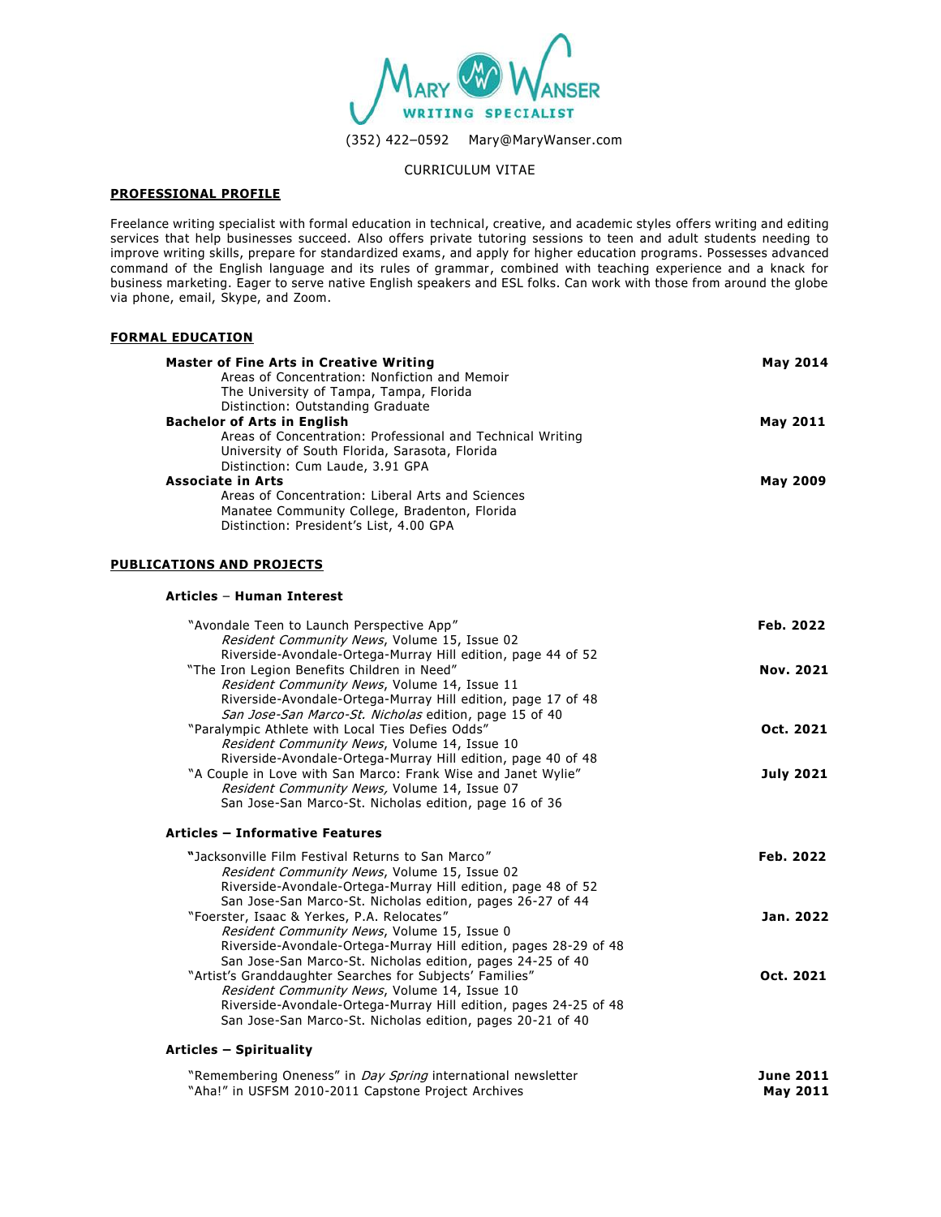# MARY WANSER
## WRITING SPECIALIST

(352) 422–0592 Mary@MaryWanser.com

CURRICULUM VITAE

## PROFESSIONAL PROFILE

Freelance writing specialist with formal education in technical, creative, and academic styles offers writing and editing services that help businesses succeed. Also offers private tutoring sessions to teen and adult students needing to improve writing skills, prepare for standardized exams, and apply for higher education programs. Possesses advanced command of the English language and its rules of grammar, combined with teaching experience and a knack for business marketing. Eager to serve native English speakers and ESL folks. Can work with those from around the globe via phone, email, Skype, and Zoom.

## FORMAL EDUCATION

**Master of Fine Arts in Creative Writing** — **May 2014**
Areas of Concentration: Nonfiction and Memoir
The University of Tampa, Tampa, Florida
Distinction: Outstanding Graduate

**Bachelor of Arts in English** — **May 2011**
Areas of Concentration: Professional and Technical Writing
University of South Florida, Sarasota, Florida
Distinction: Cum Laude, 3.91 GPA

**Associate in Arts** — **May 2009**
Areas of Concentration: Liberal Arts and Sciences
Manatee Community College, Bradenton, Florida
Distinction: President's List, 4.00 GPA

## PUBLICATIONS AND PROJECTS

### Articles – Human Interest

"Avondale Teen to Launch Perspective App" — **Feb. 2022**
*Resident Community News*, Volume 15, Issue 02
Riverside-Avondale-Ortega-Murray Hill edition, page 44 of 52

"The Iron Legion Benefits Children in Need" — **Nov. 2021**
*Resident Community News*, Volume 14, Issue 11
Riverside-Avondale-Ortega-Murray Hill edition, page 17 of 48
*San Jose-San Marco-St. Nicholas* edition, page 15 of 40

"Paralympic Athlete with Local Ties Defies Odds" — **Oct. 2021**
*Resident Community News*, Volume 14, Issue 10
Riverside-Avondale-Ortega-Murray Hill edition, page 40 of 48

"A Couple in Love with San Marco: Frank Wise and Janet Wylie" — **July 2021**
*Resident Community News,* Volume 14, Issue 07
San Jose-San Marco-St. Nicholas edition, page 16 of 36

### Articles – Informative Features

"Jacksonville Film Festival Returns to San Marco" — **Feb. 2022**
*Resident Community News*, Volume 15, Issue 02
Riverside-Avondale-Ortega-Murray Hill edition, page 48 of 52
San Jose-San Marco-St. Nicholas edition, pages 26-27 of 44

"Foerster, Isaac & Yerkes, P.A. Relocates" — **Jan. 2022**
*Resident Community News*, Volume 15, Issue 0
Riverside-Avondale-Ortega-Murray Hill edition, pages 28-29 of 48
San Jose-San Marco-St. Nicholas edition, pages 24-25 of 40

"Artist's Granddaughter Searches for Subjects' Families" — **Oct. 2021**
*Resident Community News*, Volume 14, Issue 10
Riverside-Avondale-Ortega-Murray Hill edition, pages 24-25 of 48
San Jose-San Marco-St. Nicholas edition, pages 20-21 of 40

### Articles – Spirituality

"Remembering Oneness" in *Day Spring* international newsletter — **June 2011**

"Aha!" in USFSM 2010-2011 Capstone Project Archives — **May 2011**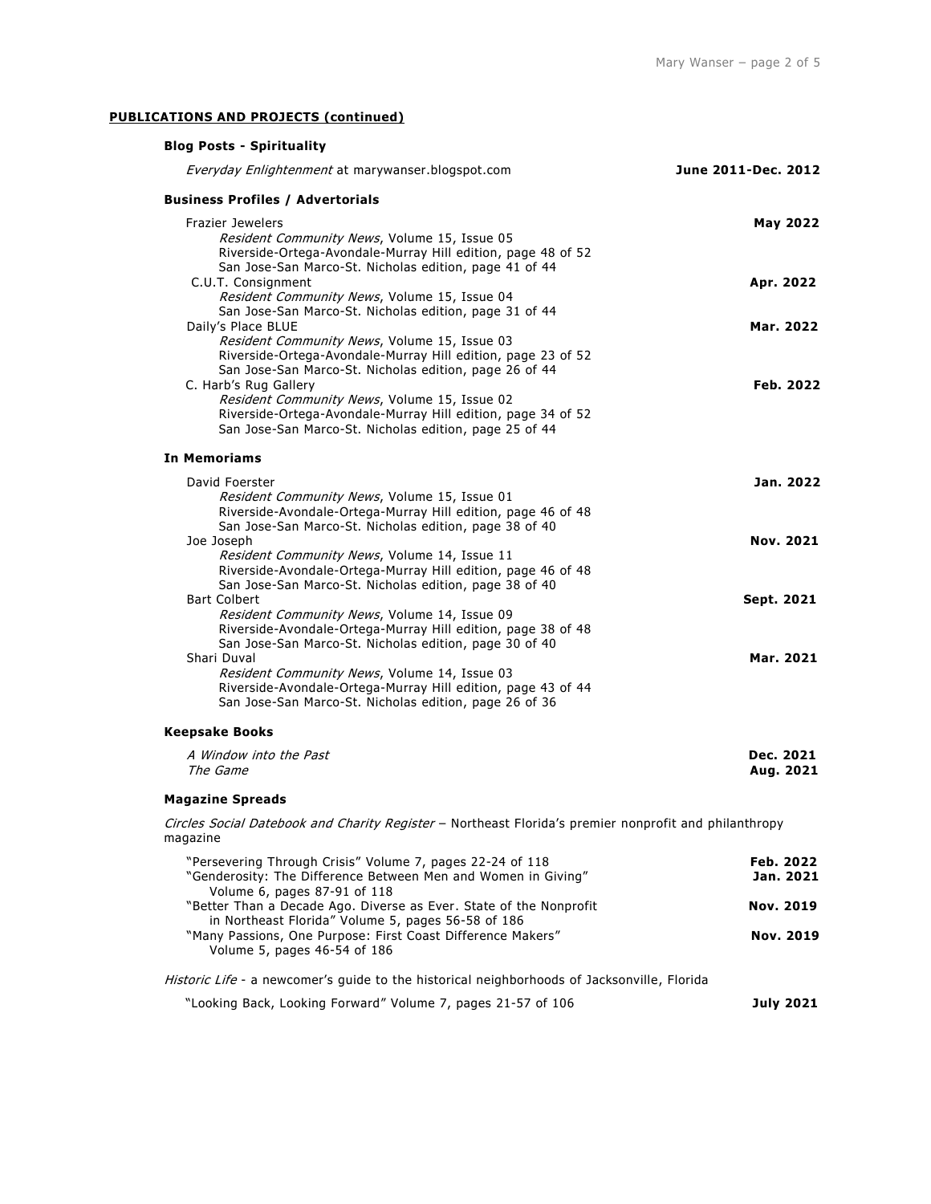## PUBLICATIONS AND PROJECTS (continued)

### Blog Posts - Spirituality

*Everyday Enlightenment* at marywanser.blogspot.com **June 2011-Dec. 2012**

### Business Profiles / Advertorials

Frazier Jewelers **May 2022**
*Resident Community News*, Volume 15, Issue 05
Riverside-Ortega-Avondale-Murray Hill edition, page 48 of 52
San Jose-San Marco-St. Nicholas edition, page 41 of 44

C.U.T. Consignment **Apr. 2022**
*Resident Community News*, Volume 15, Issue 04
San Jose-San Marco-St. Nicholas edition, page 31 of 44

Daily's Place BLUE **Mar. 2022**
*Resident Community News*, Volume 15, Issue 03
Riverside-Ortega-Avondale-Murray Hill edition, page 23 of 52
San Jose-San Marco-St. Nicholas edition, page 26 of 44

C. Harb's Rug Gallery **Feb. 2022**
*Resident Community News*, Volume 15, Issue 02
Riverside-Ortega-Avondale-Murray Hill edition, page 34 of 52
San Jose-San Marco-St. Nicholas edition, page 25 of 44

### In Memoriams

David Foerster **Jan. 2022**
*Resident Community News*, Volume 15, Issue 01
Riverside-Avondale-Ortega-Murray Hill edition, page 46 of 48
San Jose-San Marco-St. Nicholas edition, page 38 of 40

Joe Joseph **Nov. 2021**
*Resident Community News*, Volume 14, Issue 11
Riverside-Avondale-Ortega-Murray Hill edition, page 46 of 48
San Jose-San Marco-St. Nicholas edition, page 38 of 40

Bart Colbert **Sept. 2021**
*Resident Community News*, Volume 14, Issue 09
Riverside-Avondale-Ortega-Murray Hill edition, page 38 of 48
San Jose-San Marco-St. Nicholas edition, page 30 of 40

Shari Duval **Mar. 2021**
*Resident Community News*, Volume 14, Issue 03
Riverside-Avondale-Ortega-Murray Hill edition, page 43 of 44
San Jose-San Marco-St. Nicholas edition, page 26 of 36

### Keepsake Books

*A Window into the Past* **Dec. 2021**
*The Game* **Aug. 2021**

### Magazine Spreads

*Circles Social Datebook and Charity Register* – Northeast Florida's premier nonprofit and philanthropy magazine

"Persevering Through Crisis" Volume 7, pages 22-24 of 118 **Feb. 2022**
"Genderosity: The Difference Between Men and Women in Giving" Volume 6, pages 87-91 of 118 **Jan. 2021**
"Better Than a Decade Ago. Diverse as Ever. State of the Nonprofit in Northeast Florida" Volume 5, pages 56-58 of 186 **Nov. 2019**
"Many Passions, One Purpose: First Coast Difference Makers" Volume 5, pages 46-54 of 186 **Nov. 2019**

*Historic Life* - a newcomer's guide to the historical neighborhoods of Jacksonville, Florida

"Looking Back, Looking Forward" Volume 7, pages 21-57 of 106 **July 2021**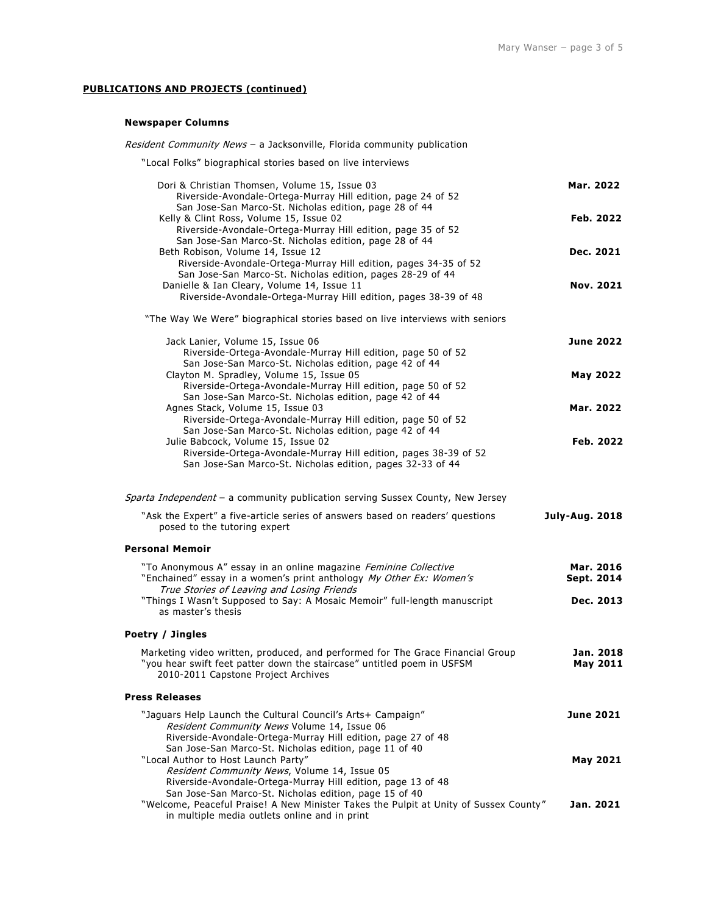## **PUBLICATIONS AND PROJECTS (continued)**

### Newspaper Columns

*Resident Community News* – a Jacksonville, Florida community publication

"Local Folks" biographical stories based on live interviews

- Dori & Christian Thomsen, Volume 15, Issue 03 — **Mar. 2022**
  - Riverside-Avondale-Ortega-Murray Hill edition, page 24 of 52
  - San Jose-San Marco-St. Nicholas edition, page 28 of 44
- Kelly & Clint Ross, Volume 15, Issue 02 — **Feb. 2022**
  - Riverside-Avondale-Ortega-Murray Hill edition, page 35 of 52
  - San Jose-San Marco-St. Nicholas edition, page 28 of 44
- Beth Robison, Volume 14, Issue 12 — **Dec. 2021**
  - Riverside-Avondale-Ortega-Murray Hill edition, pages 34-35 of 52
  - San Jose-San Marco-St. Nicholas edition, pages 28-29 of 44
- Danielle & Ian Cleary, Volume 14, Issue 11 — **Nov. 2021**
  - Riverside-Avondale-Ortega-Murray Hill edition, pages 38-39 of 48

"The Way We Were" biographical stories based on live interviews with seniors

- Jack Lanier, Volume 15, Issue 06 — **June 2022**
  - Riverside-Ortega-Avondale-Murray Hill edition, page 50 of 52
  - San Jose-San Marco-St. Nicholas edition, page 42 of 44
- Clayton M. Spradley, Volume 15, Issue 05 — **May 2022**
  - Riverside-Ortega-Avondale-Murray Hill edition, page 50 of 52
  - San Jose-San Marco-St. Nicholas edition, page 42 of 44
- Agnes Stack, Volume 15, Issue 03 — **Mar. 2022**
  - Riverside-Ortega-Avondale-Murray Hill edition, page 50 of 52
  - San Jose-San Marco-St. Nicholas edition, page 42 of 44
- Julie Babcock, Volume 15, Issue 02 — **Feb. 2022**
  - Riverside-Ortega-Avondale-Murray Hill edition, pages 38-39 of 52
  - San Jose-San Marco-St. Nicholas edition, pages 32-33 of 44

*Sparta Independent* – a community publication serving Sussex County, New Jersey

- "Ask the Expert" a five-article series of answers based on readers' questions posed to the tutoring expert — **July-Aug. 2018**

### Personal Memoir

- "To Anonymous A" essay in an online magazine *Feminine Collective* — **Mar. 2016**
- "Enchained" essay in a women's print anthology *My Other Ex: Women's True Stories of Leaving and Losing Friends* — **Sept. 2014**
- "Things I Wasn't Supposed to Say: A Mosaic Memoir" full-length manuscript as master's thesis — **Dec. 2013**

### Poetry / Jingles

- Marketing video written, produced, and performed for The Grace Financial Group — **Jan. 2018**
- "you hear swift feet patter down the staircase" untitled poem in USFSM 2010-2011 Capstone Project Archives — **May 2011**

### Press Releases

- "Jaguars Help Launch the Cultural Council's Arts+ Campaign" — **June 2021**
  - *Resident Community News* Volume 14, Issue 06
  - Riverside-Avondale-Ortega-Murray Hill edition, page 27 of 48
  - San Jose-San Marco-St. Nicholas edition, page 11 of 40
- "Local Author to Host Launch Party" — **May 2021**
  - *Resident Community News*, Volume 14, Issue 05
  - Riverside-Avondale-Ortega-Murray Hill edition, page 13 of 48
  - San Jose-San Marco-St. Nicholas edition, page 15 of 40
- "Welcome, Peaceful Praise! A New Minister Takes the Pulpit at Unity of Sussex County" in multiple media outlets online and in print — **Jan. 2021**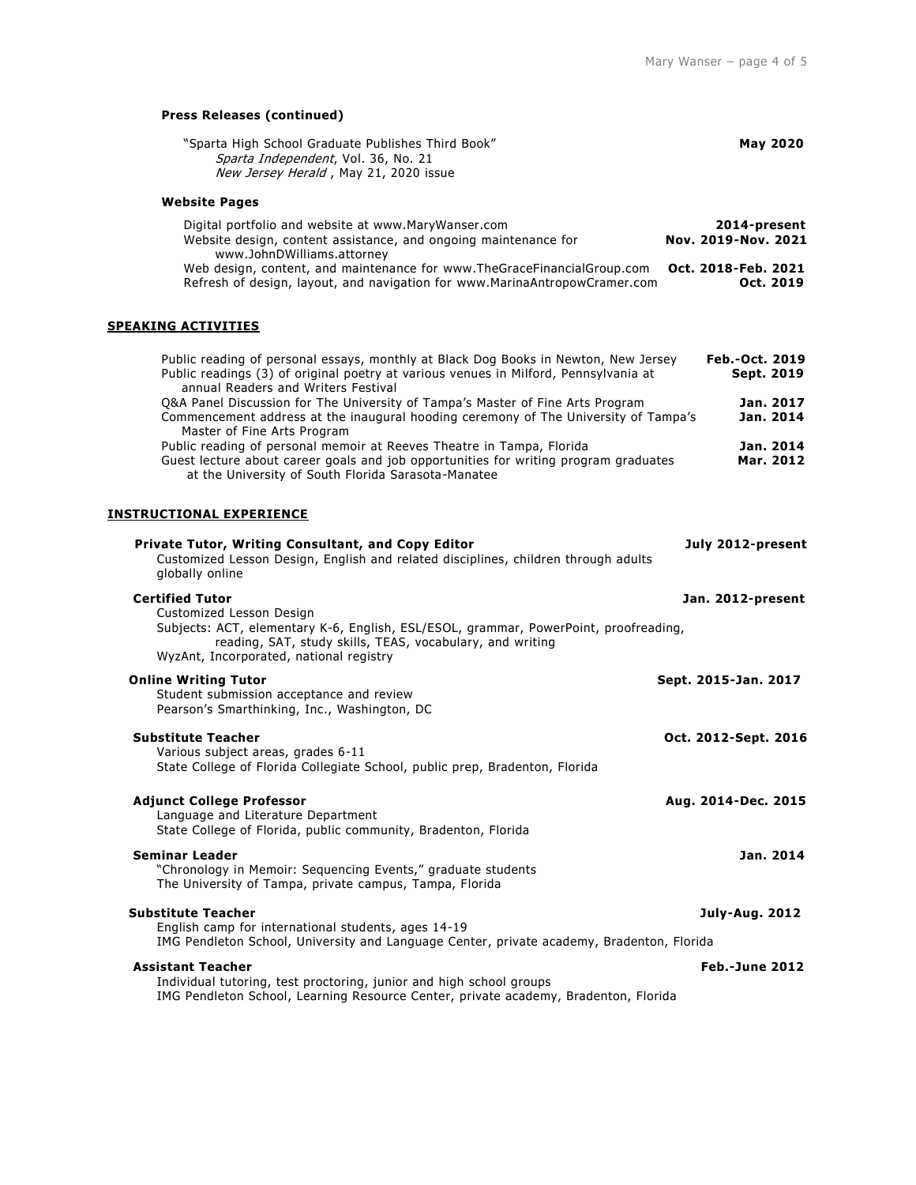### Press Releases (continued)

"Sparta High School Graduate Publishes Third Book" **May 2020**
*Sparta Independent*, Vol. 36, No. 21
*New Jersey Herald* , May 21, 2020 issue

### Website Pages

Digital portfolio and website at www.MaryWanser.com **2014-present**
Website design, content assistance, and ongoing maintenance for www.JohnDWilliams.attorney **Nov. 2019-Nov. 2021**
Web design, content, and maintenance for www.TheGraceFinancialGroup.com **Oct. 2018-Feb. 2021**
Refresh of design, layout, and navigation for www.MarinaAntropowCramer.com **Oct. 2019**

## SPEAKING ACTIVITIES

Public reading of personal essays, monthly at Black Dog Books in Newton, New Jersey **Feb.-Oct. 2019**
Public readings (3) of original poetry at various venues in Milford, Pennsylvania at annual Readers and Writers Festival **Sept. 2019**
Q&A Panel Discussion for The University of Tampa's Master of Fine Arts Program **Jan. 2017**
Commencement address at the inaugural hooding ceremony of The University of Tampa's Master of Fine Arts Program **Jan. 2014**
Public reading of personal memoir at Reeves Theatre in Tampa, Florida **Jan. 2014**
Guest lecture about career goals and job opportunities for writing program graduates at the University of South Florida Sarasota-Manatee **Mar. 2012**

## INSTRUCTIONAL EXPERIENCE

**Private Tutor, Writing Consultant, and Copy Editor** **July 2012-present**
Customized Lesson Design, English and related disciplines, children through adults globally online

**Certified Tutor** **Jan. 2012-present**
Customized Lesson Design
Subjects: ACT, elementary K-6, English, ESL/ESOL, grammar, PowerPoint, proofreading, reading, SAT, study skills, TEAS, vocabulary, and writing
WyzAnt, Incorporated, national registry

**Online Writing Tutor** **Sept. 2015-Jan. 2017**
Student submission acceptance and review
Pearson's Smarthinking, Inc., Washington, DC

**Substitute Teacher** **Oct. 2012-Sept. 2016**
Various subject areas, grades 6-11
State College of Florida Collegiate School, public prep, Bradenton, Florida

**Adjunct College Professor** **Aug. 2014-Dec. 2015**
Language and Literature Department
State College of Florida, public community, Bradenton, Florida

**Seminar Leader** **Jan. 2014**
"Chronology in Memoir: Sequencing Events," graduate students
The University of Tampa, private campus, Tampa, Florida

**Substitute Teacher** **July-Aug. 2012**
English camp for international students, ages 14-19
IMG Pendleton School, University and Language Center, private academy, Bradenton, Florida

**Assistant Teacher** **Feb.-June 2012**
Individual tutoring, test proctoring, junior and high school groups
IMG Pendleton School, Learning Resource Center, private academy, Bradenton, Florida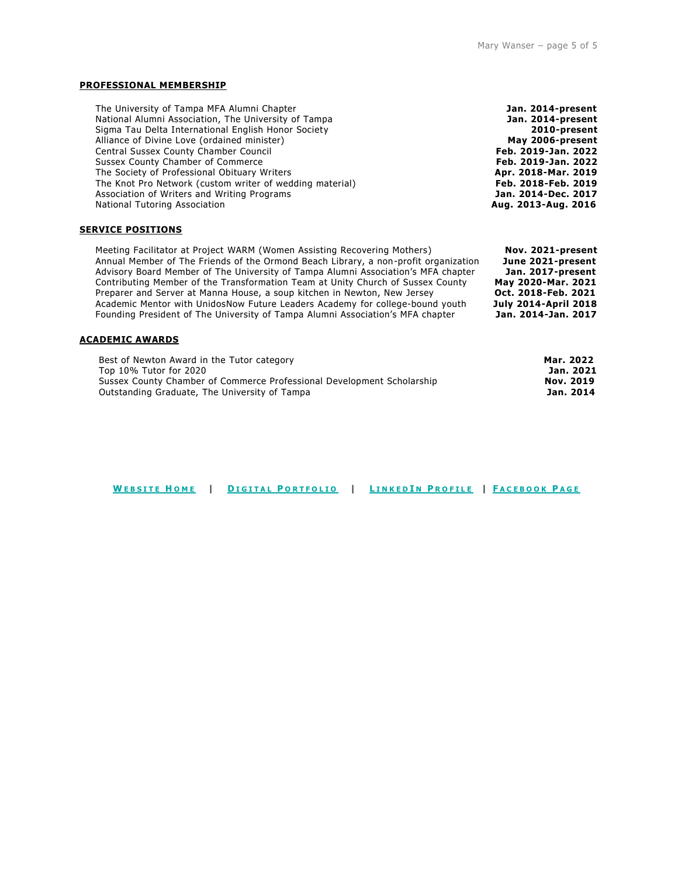## PROFESSIONAL MEMBERSHIP

| | |
|---|---|
| The University of Tampa MFA Alumni Chapter | **Jan. 2014-present** |
| National Alumni Association, The University of Tampa | **Jan. 2014-present** |
| Sigma Tau Delta International English Honor Society | **2010-present** |
| Alliance of Divine Love (ordained minister) | **May 2006-present** |
| Central Sussex County Chamber Council | **Feb. 2019-Jan. 2022** |
| Sussex County Chamber of Commerce | **Feb. 2019-Jan. 2022** |
| The Society of Professional Obituary Writers | **Apr. 2018-Mar. 2019** |
| The Knot Pro Network (custom writer of wedding material) | **Feb. 2018-Feb. 2019** |
| Association of Writers and Writing Programs | **Jan. 2014-Dec. 2017** |
| National Tutoring Association | **Aug. 2013-Aug. 2016** |

## SERVICE POSITIONS

| | |
|---|---|
| Meeting Facilitator at Project WARM (Women Assisting Recovering Mothers) | **Nov. 2021-present** |
| Annual Member of The Friends of the Ormond Beach Library, a non-profit organization | **June 2021-present** |
| Advisory Board Member of The University of Tampa Alumni Association's MFA chapter | **Jan. 2017-present** |
| Contributing Member of the Transformation Team at Unity Church of Sussex County | **May 2020-Mar. 2021** |
| Preparer and Server at Manna House, a soup kitchen in Newton, New Jersey | **Oct. 2018-Feb. 2021** |
| Academic Mentor with UnidosNow Future Leaders Academy for college-bound youth | **July 2014-April 2018** |
| Founding President of The University of Tampa Alumni Association's MFA chapter | **Jan. 2014-Jan. 2017** |

## ACADEMIC AWARDS

| | |
|---|---|
| Best of Newton Award in the Tutor category | **Mar. 2022** |
| Top 10% Tutor for 2020 | **Jan. 2021** |
| Sussex County Chamber of Commerce Professional Development Scholarship | **Nov. 2019** |
| Outstanding Graduate, The University of Tampa | **Jan. 2014** |

**WEBSITE HOME** | **DIGITAL PORTFOLIO** | **LINKEDIN PROFILE** | **FACEBOOK PAGE**